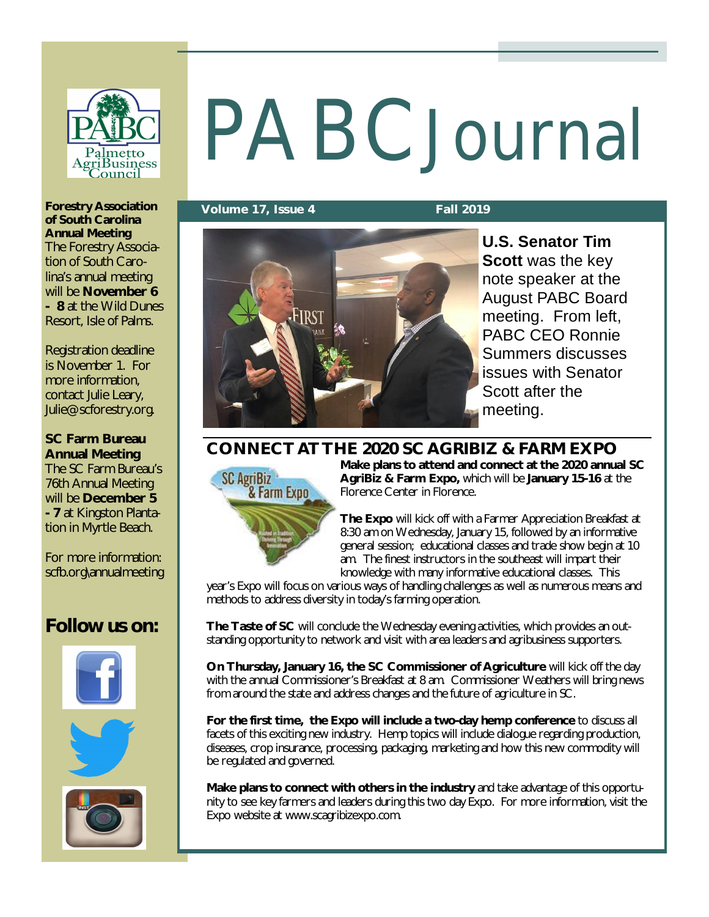# PABC Journal

**Volume 17, Issue 4** **Fall 2019**

**U.S. Senator Tim Scott** was the key note speaker at the August PABC Board meeting. From left, PABC CEO Ronnie Summers discusses issues with Senator Scott after the meeting.

## CONNECT AT THE 2020 SC AGRIBIZ & FARM EXPO

**Make plans to attend and connect at the 2020 annual SC AgriBiz & Farm Expo,** which will be **January 15-16** at the Florence Center in Florence.

**The Expo** will kick off with a Farmer Appreciation Breakfast at 8:30 am on Wednesday, January 15, followed by an informative general session; educational classes and trade show begin at 10 am. The finest instructors in the southeast will impart their knowledge with many informative educational classes. This year's Expo will focus on various ways of handling challenges as well as numerous means and methods to address diversity in today's farming operation.

**The Taste of SC** will conclude the Wednesday evening activities, which provides an outstanding opportunity to network and visit with area leaders and agribusiness supporters.

**On Thursday, January 16, the SC Commissioner of Agriculture** will kick off the day with the annual Commissioner's Breakfast at 8 am. Commissioner Weathers will bring news from around the state and address changes and the future of agriculture in SC.

**For the first time, the Expo will include a two-day hemp conference** to discuss all facets of this exciting new industry. Hemp topics will include dialogue regarding production, diseases, crop insurance, processing, packaging, marketing and how this new commodity will be regulated and governed.

**Make plans to connect with others in the industry** and take advantage of this opportunity to see key farmers and leaders during this two day Expo. For more information, visit the Expo website at www.scagribizexpo.com.

---

**Forestry Association of South Carolina Annual Meeting**
The Forestry Association of South Carolina's annual meeting will be **November 6 - 8** at the Wild Dunes Resort, Isle of Palms.

Registration deadline is November 1. For more information, contact Julie Leary, Julie@scforestry.org.

**SC Farm Bureau Annual Meeting**
The SC Farm Bureau's 76th Annual Meeting will be **December 5 - 7** at Kingston Plantation in Myrtle Beach.

For more information: scfb.org\annualmeeting

**Follow us on:**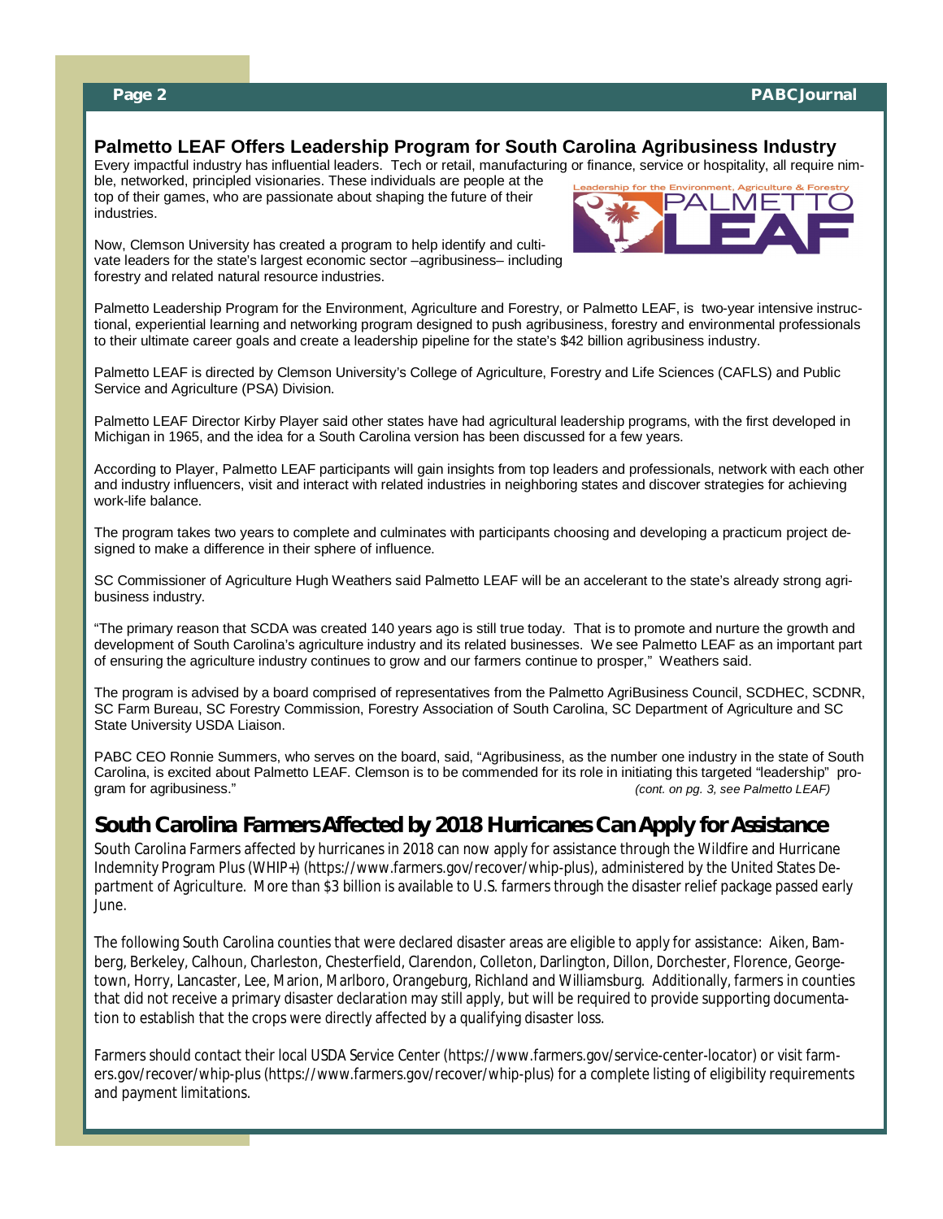## Palmetto LEAF Offers Leadership Program for South Carolina Agribusiness Industry

Every impactful industry has influential leaders. Tech or retail, manufacturing or finance, service or hospitality, all require nimble, networked, principled visionaries. These individuals are people at the top of their games, who are passionate about shaping the future of their industries.

Now, Clemson University has created a program to help identify and cultivate leaders for the state's largest economic sector –agribusiness– including forestry and related natural resource industries.

Palmetto Leadership Program for the Environment, Agriculture and Forestry, or Palmetto LEAF, is two-year intensive instructional, experiential learning and networking program designed to push agribusiness, forestry and environmental professionals to their ultimate career goals and create a leadership pipeline for the state's $42 billion agribusiness industry.

Palmetto LEAF is directed by Clemson University's College of Agriculture, Forestry and Life Sciences (CAFLS) and Public Service and Agriculture (PSA) Division.

Palmetto LEAF Director Kirby Player said other states have had agricultural leadership programs, with the first developed in Michigan in 1965, and the idea for a South Carolina version has been discussed for a few years.

According to Player, Palmetto LEAF participants will gain insights from top leaders and professionals, network with each other and industry influencers, visit and interact with related industries in neighboring states and discover strategies for achieving work-life balance.

The program takes two years to complete and culminates with participants choosing and developing a practicum project designed to make a difference in their sphere of influence.

SC Commissioner of Agriculture Hugh Weathers said Palmetto LEAF will be an accelerant to the state's already strong agribusiness industry.

"The primary reason that SCDA was created 140 years ago is still true today. That is to promote and nurture the growth and development of South Carolina's agriculture industry and its related businesses. We see Palmetto LEAF as an important part of ensuring the agriculture industry continues to grow and our farmers continue to prosper," Weathers said.

The program is advised by a board comprised of representatives from the Palmetto AgriBusiness Council, SCDHEC, SCDNR, SC Farm Bureau, SC Forestry Commission, Forestry Association of South Carolina, SC Department of Agriculture and SC State University USDA Liaison.

PABC CEO Ronnie Summers, who serves on the board, said, "Agribusiness, as the number one industry in the state of South Carolina, is excited about Palmetto LEAF. Clemson is to be commended for its role in initiating this targeted "leadership" program for agribusiness."

*(cont. on pg. 3, see Palmetto LEAF)*

## South Carolina Farmers Affected by 2018 Hurricanes Can Apply for Assistance

South Carolina Farmers affected by hurricanes in 2018 can now apply for assistance through the Wildfire and Hurricane Indemnity Program Plus (WHIP+) (https://www.farmers.gov/recover/whip-plus), administered by the United States Department of Agriculture. More than $3 billion is available to U.S. farmers through the disaster relief package passed early June.

The following South Carolina counties that were declared disaster areas are eligible to apply for assistance: Aiken, Bamberg, Berkeley, Calhoun, Charleston, Chesterfield, Clarendon, Colleton, Darlington, Dillon, Dorchester, Florence, Georgetown, Horry, Lancaster, Lee, Marion, Marlboro, Orangeburg, Richland and Williamsburg. Additionally, farmers in counties that did not receive a primary disaster declaration may still apply, but will be required to provide supporting documentation to establish that the crops were directly affected by a qualifying disaster loss.

Farmers should contact their local USDA Service Center (https://www.farmers.gov/service-center-locator) or visit farmers.gov/recover/whip-plus (https://www.farmers.gov/recover/whip-plus) for a complete listing of eligibility requirements and payment limitations.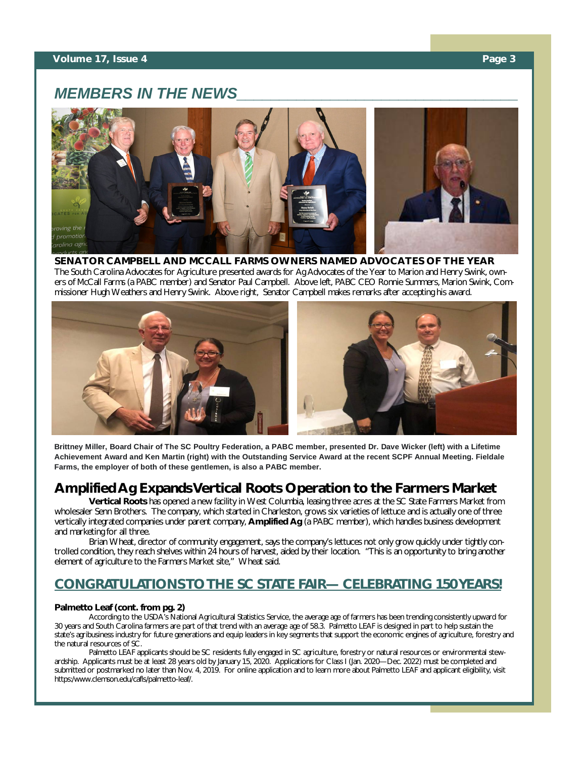## MEMBERS IN THE NEWS

**SENATOR CAMPBELL AND MCCALL FARMS OWNERS NAMED ADVOCATES OF THE YEAR**

The South Carolina Advocates for Agriculture presented awards for Ag Advocates of the Year to Marion and Henry Swink, owners of McCall Farms (a PABC member) and Senator Paul Campbell. Above left, PABC CEO Ronnie Summers, Marion Swink, Commissioner Hugh Weathers and Henry Swink. Above right, Senator Campbell makes remarks after accepting his award.

**Brittney Miller, Board Chair of The SC Poultry Federation, a PABC member, presented Dr. Dave Wicker (left) with a Lifetime Achievement Award and Ken Martin (right) with the Outstanding Service Award at the recent SCPF Annual Meeting. Fieldale Farms, the employer of both of these gentlemen, is also a PABC member.**

## Amplified Ag Expands Vertical Roots Operation to the Farmers Market

**Vertical Roots** has opened a new facility in West Columbia, leasing three acres at the SC State Farmers Market from wholesaler Senn Brothers. The company, which started in Charleston, grows six varieties of lettuce and is actually one of three vertically integrated companies under parent company, **Amplified Ag** (a PABC member), which handles business development and marketing for all three.

Brian Wheat, director of community engagement, says the company's lettuces not only grow quickly under tightly controlled condition, they reach shelves within 24 hours of harvest, aided by their location. "This is an opportunity to bring another element of agriculture to the Farmers Market site," Wheat said.

## CONGRATULATIONS TO THE SC STATE FAIR— CELEBRATING 150 YEARS!

**Palmetto Leaf (cont. from pg. 2)**

According to the USDA's National Agricultural Statistics Service, the average age of farmers has been trending consistently upward for 30 years and South Carolina farmers are part of that trend with an average age of 58.3. Palmetto LEAF is designed in part to help sustain the state's agribusiness industry for future generations and equip leaders in key segments that support the economic engines of agriculture, forestry and the natural resources of SC.

Palmetto LEAF applicants should be SC residents fully engaged in SC agriculture, forestry or natural resources or environmental stewardship. Applicants must be at least 28 years old by January 15, 2020. Applications for Class I (Jan. 2020—Dec. 2022) must be completed and submitted or postmarked no later than Nov. 4, 2019. For online application and to learn more about Palmetto LEAF and applicant eligibility, visit https:/www.clemson.edu/cafls/palmetto-leaf/.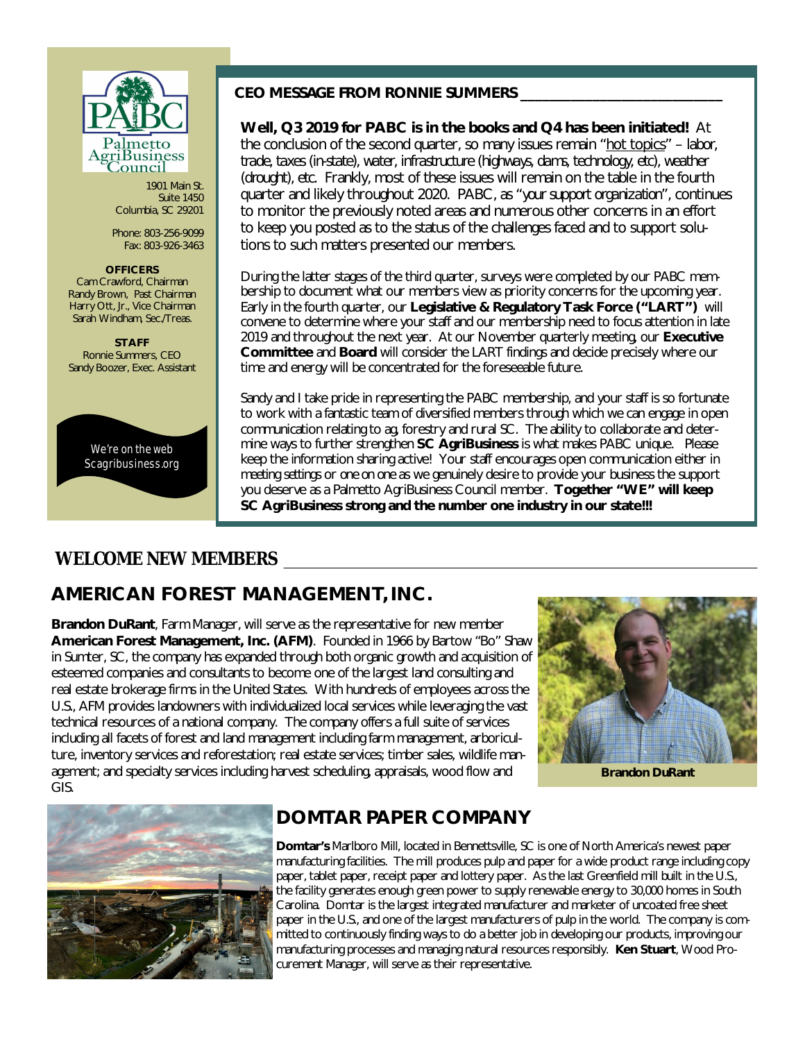Palmetto AgriBusiness Council

1901 Main St.
Suite 1450
Columbia, SC 29201

Phone: 803-256-9099
Fax: 803-926-3463

**OFFICERS**
Cam Crawford, Chairman
Randy Brown, Past Chairman
Harry Ott, Jr., Vice Chairman
Sarah Windham, Sec./Treas.

**STAFF**
Ronnie Summers, CEO
Sandy Boozer, Exec. Assistant

*We're on the web*
*Scagribusiness.org*

## CEO MESSAGE FROM RONNIE SUMMERS

**Well, Q3 2019 for PABC is in the books and Q4 has been initiated!** At the conclusion of the second quarter, so many issues remain "hot topics" – labor, trade, taxes (in-state), water, infrastructure (highways, dams, technology, etc), weather (drought), etc. Frankly, most of these issues will remain on the table in the fourth quarter and likely throughout 2020. PABC, as "your support organization", continues to monitor the previously noted areas and numerous other concerns in an effort to keep you posted as to the status of the challenges faced and to support solutions to such matters presented our members.

During the latter stages of the third quarter, surveys were completed by our PABC membership to document what our members view as priority concerns for the upcoming year. Early in the fourth quarter, our **Legislative & Regulatory Task Force ("LART")** will convene to determine where your staff and our membership need to focus attention in late 2019 and throughout the next year. At our November quarterly meeting, our **Executive Committee** and **Board** will consider the LART findings and decide precisely where our time and energy will be concentrated for the foreseeable future.

Sandy and I take pride in representing the PABC membership, and your staff is so fortunate to work with a fantastic team of diversified members through which we can engage in open communication relating to ag, forestry and rural SC. The ability to collaborate and determine ways to further strengthen **SC AgriBusiness** is what makes PABC unique. Please keep the information sharing active! Your staff encourages open communication either in meeting settings or one on one as we genuinely desire to provide your business the support you deserve as a Palmetto AgriBusiness Council member. **Together "WE" will keep SC AgriBusiness strong and the number one industry in our state!!!**

## WELCOME NEW MEMBERS

### AMERICAN FOREST MANAGEMENT, INC.

**Brandon DuRant**, Farm Manager, will serve as the representative for new member **American Forest Management, Inc. (AFM)**. Founded in 1966 by Bartow "Bo" Shaw in Sumter, SC, the company has expanded through both organic growth and acquisition of esteemed companies and consultants to become one of the largest land consulting and real estate brokerage firms in the United States. With hundreds of employees across the U.S., AFM provides landowners with individualized local services while leveraging the vast technical resources of a national company. The company offers a full suite of services including all facets of forest and land management including farm management, arboriculture, inventory services and reforestation; real estate services; timber sales, wildlife management; and specialty services including harvest scheduling, appraisals, wood flow and GIS.

**Brandon DuRant**

### DOMTAR PAPER COMPANY

**Domtar's** Marlboro Mill, located in Bennettsville, SC is one of North America's newest paper manufacturing facilities. The mill produces pulp and paper for a wide product range including copy paper, tablet paper, receipt paper and lottery paper. As the last Greenfield mill built in the U.S., the facility generates enough green power to supply renewable energy to 30,000 homes in South Carolina. Domtar is the largest integrated manufacturer and marketer of uncoated free sheet paper in the U.S., and one of the largest manufacturers of pulp in the world. The company is committed to continuously finding ways to do a better job in developing our products, improving our manufacturing processes and managing natural resources responsibly. **Ken Stuart**, Wood Procurement Manager, will serve as their representative.